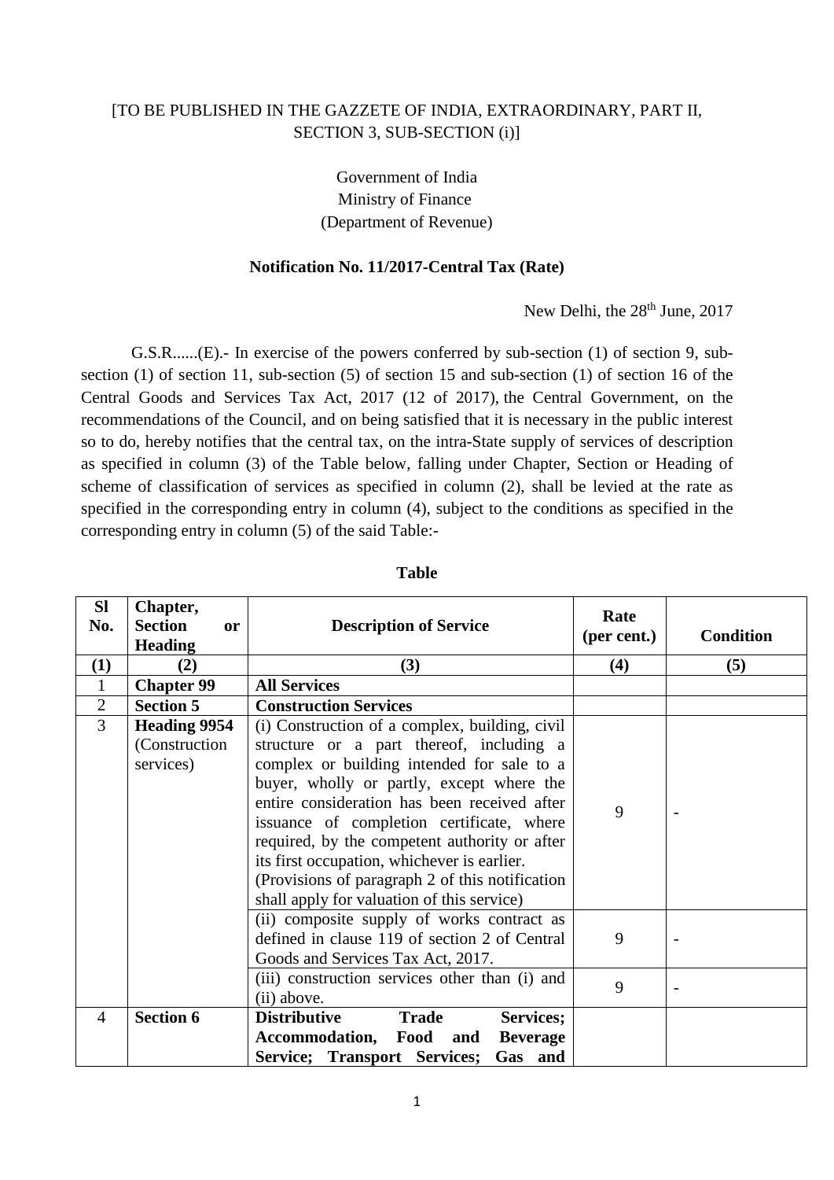[TO BE PUBLISHED IN THE GAZZETE OF INDIA, EXTRAORDINARY, PART II, SECTION 3, SUB-SECTION (i)]

Government of India
Ministry of Finance
(Department of Revenue)

**Notification No. 11/2017-Central Tax (Rate)**

New Delhi, the 28th June, 2017

G.S.R......(E).- In exercise of the powers conferred by sub-section (1) of section 9, sub-section (1) of section 11, sub-section (5) of section 15 and sub-section (1) of section 16 of the Central Goods and Services Tax Act, 2017 (12 of 2017), the Central Government, on the recommendations of the Council, and on being satisfied that it is necessary in the public interest so to do, hereby notifies that the central tax, on the intra-State supply of services of description as specified in column (3) of the Table below, falling under Chapter, Section or Heading of scheme of classification of services as specified in column (2), shall be levied at the rate as specified in the corresponding entry in column (4), subject to the conditions as specified in the corresponding entry in column (5) of the said Table:-

**Table**

| Sl No. | Chapter, Section or Heading | Description of Service | Rate (per cent.) | Condition |
|---|---|---|---|---|
| (1) | (2) | (3) | (4) | (5) |
| 1 | **Chapter 99** | **All Services** | | |
| 2 | **Section 5** | **Construction Services** | | |
| 3 | **Heading 9954** (Construction services) | (i) Construction of a complex, building, civil structure or a part thereof, including a complex or building intended for sale to a buyer, wholly or partly, except where the entire consideration has been received after issuance of completion certificate, where required, by the competent authority or after its first occupation, whichever is earlier. (Provisions of paragraph 2 of this notification shall apply for valuation of this service) | 9 | - |
| | | (ii) composite supply of works contract as defined in clause 119 of section 2 of Central Goods and Services Tax Act, 2017. | 9 | - |
| | | (iii) construction services other than (i) and (ii) above. | 9 | - |
| 4 | **Section 6** | **Distributive Trade Services; Accommodation, Food and Beverage Service; Transport Services; Gas and** | | |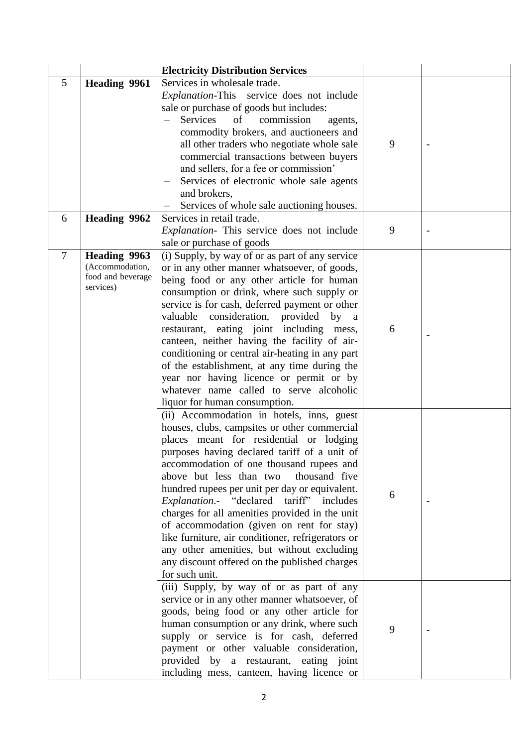|  |  | **Electricity Distribution Services** |  |  |
|---|---|---|---|---|
| 5 | **Heading 9961** | Services in wholesale trade.<br>*Explanation*-This service does not include sale or purchase of goods but includes:<br>– Services of commission agents, commodity brokers, and auctioneers and all other traders who negotiate whole sale commercial transactions between buyers and sellers, for a fee or commission'<br>– Services of electronic whole sale agents and brokers,<br>– Services of whole sale auctioning houses. | 9 | - |
| 6 | **Heading 9962** | Services in retail trade.<br>*Explanation*- This service does not include sale or purchase of goods | 9 | - |
| 7 | **Heading 9963** (Accommodation, food and beverage services) | (i) Supply, by way of or as part of any service or in any other manner whatsoever, of goods, being food or any other article for human consumption or drink, where such supply or service is for cash, deferred payment or other valuable consideration, provided by a restaurant, eating joint including mess, canteen, neither having the facility of air-conditioning or central air-heating in any part of the establishment, at any time during the year nor having licence or permit or by whatever name called to serve alcoholic liquor for human consumption. | 6 | - |
|  |  | (ii) Accommodation in hotels, inns, guest houses, clubs, campsites or other commercial places meant for residential or lodging purposes having declared tariff of a unit of accommodation of one thousand rupees and above but less than two thousand five hundred rupees per unit per day or equivalent.<br>*Explanation*.- "declared tariff" includes charges for all amenities provided in the unit of accommodation (given on rent for stay) like furniture, air conditioner, refrigerators or any other amenities, but without excluding any discount offered on the published charges for such unit. | 6 | - |
|  |  | (iii) Supply, by way of or as part of any service or in any other manner whatsoever, of goods, being food or any other article for human consumption or any drink, where such supply or service is for cash, deferred payment or other valuable consideration, provided by a restaurant, eating joint including mess, canteen, having licence or | 9 | - |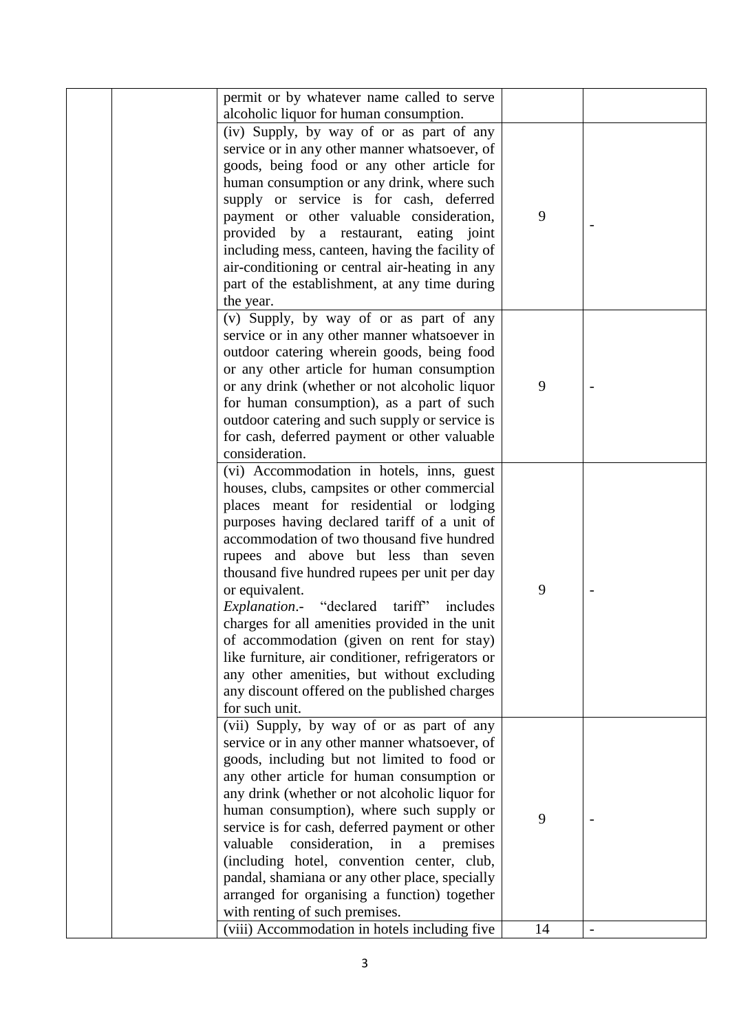| | | | | |
|---|---|---|---|---|
| | | permit or by whatever name called to serve alcoholic liquor for human consumption. | | |
| | | (iv) Supply, by way of or as part of any service or in any other manner whatsoever, of goods, being food or any other article for human consumption or any drink, where such supply or service is for cash, deferred payment or other valuable consideration, provided by a restaurant, eating joint including mess, canteen, having the facility of air-conditioning or central air-heating in any part of the establishment, at any time during the year. | 9 | - |
| | | (v) Supply, by way of or as part of any service or in any other manner whatsoever in outdoor catering wherein goods, being food or any other article for human consumption or any drink (whether or not alcoholic liquor for human consumption), as a part of such outdoor catering and such supply or service is for cash, deferred payment or other valuable consideration. | 9 | - |
| | | (vi) Accommodation in hotels, inns, guest houses, clubs, campsites or other commercial places meant for residential or lodging purposes having declared tariff of a unit of accommodation of two thousand five hundred rupees and above but less than seven thousand five hundred rupees per unit per day or equivalent. *Explanation*.- "declared tariff" includes charges for all amenities provided in the unit of accommodation (given on rent for stay) like furniture, air conditioner, refrigerators or any other amenities, but without excluding any discount offered on the published charges for such unit. | 9 | - |
| | | (vii) Supply, by way of or as part of any service or in any other manner whatsoever, of goods, including but not limited to food or any other article for human consumption or any drink (whether or not alcoholic liquor for human consumption), where such supply or service is for cash, deferred payment or other valuable consideration, in a premises (including hotel, convention center, club, pandal, shamiana or any other place, specially arranged for organising a function) together with renting of such premises. | 9 | - |
| | | (viii) Accommodation in hotels including five | 14 | - |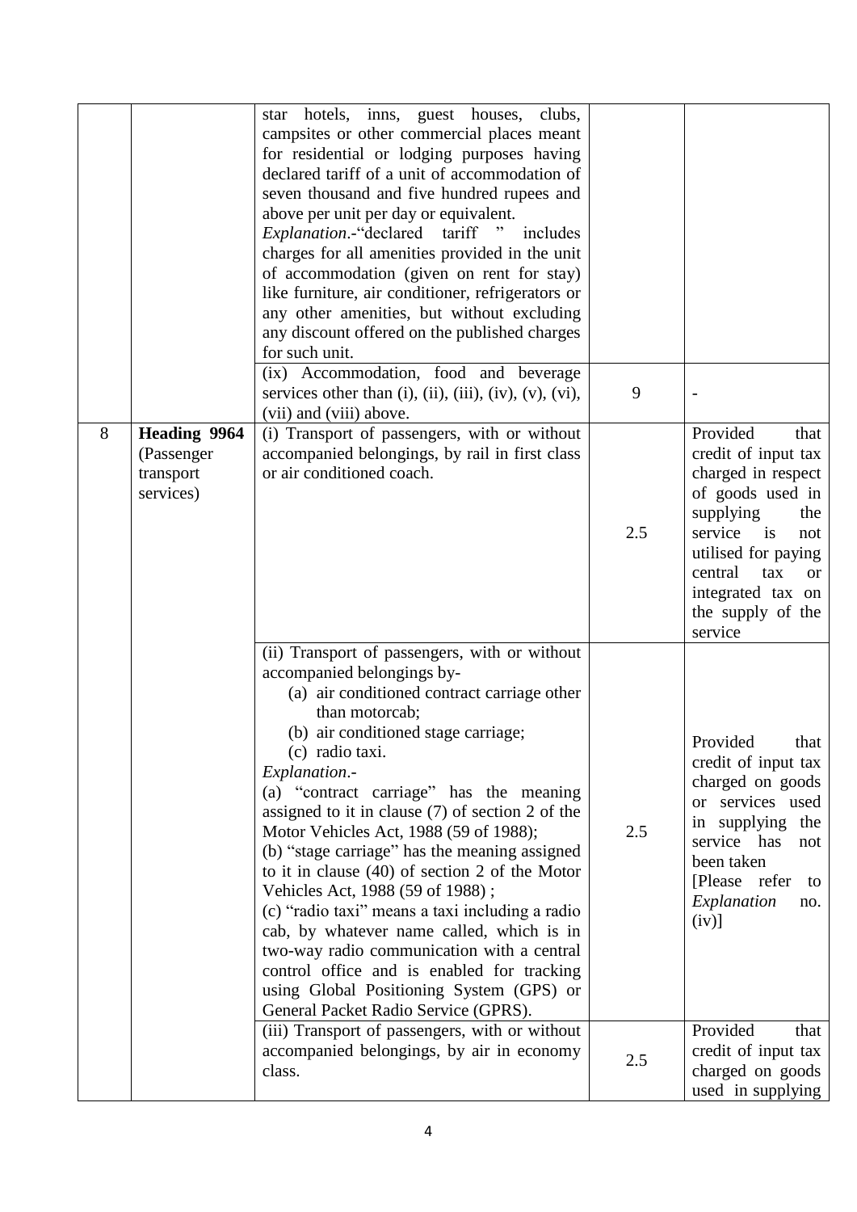| | | | | |
|---|---|---|---|---|
| | | star hotels, inns, guest houses, clubs, campsites or other commercial places meant for residential or lodging purposes having declared tariff of a unit of accommodation of seven thousand and five hundred rupees and above per unit per day or equivalent.<br>*Explanation*.-"declared tariff " includes charges for all amenities provided in the unit of accommodation (given on rent for stay) like furniture, air conditioner, refrigerators or any other amenities, but without excluding any discount offered on the published charges for such unit. | | |
| | | (ix) Accommodation, food and beverage services other than (i), (ii), (iii), (iv), (v), (vi), (vii) and (viii) above. | 9 | - |
| 8 | **Heading 9964** (Passenger transport services) | (i) Transport of passengers, with or without accompanied belongings, by rail in first class or air conditioned coach. | 2.5 | Provided that credit of input tax charged in respect of goods used in supplying the service is not utilised for paying central tax or integrated tax on the supply of the service |
| | | (ii) Transport of passengers, with or without accompanied belongings by-<br>(a) air conditioned contract carriage other than motorcab;<br>(b) air conditioned stage carriage;<br>(c) radio taxi.<br>*Explanation*.-<br>(a) "contract carriage" has the meaning assigned to it in clause (7) of section 2 of the Motor Vehicles Act, 1988 (59 of 1988);<br>(b) "stage carriage" has the meaning assigned to it in clause (40) of section 2 of the Motor Vehicles Act, 1988 (59 of 1988) ;<br>(c) "radio taxi" means a taxi including a radio cab, by whatever name called, which is in two-way radio communication with a central control office and is enabled for tracking using Global Positioning System (GPS) or General Packet Radio Service (GPRS). | 2.5 | Provided that credit of input tax charged on goods or services used in supplying the service has not been taken<br>[Please refer to *Explanation* no. (iv)] |
| | | (iii) Transport of passengers, with or without accompanied belongings, by air in economy class. | 2.5 | Provided that credit of input tax charged on goods used in supplying |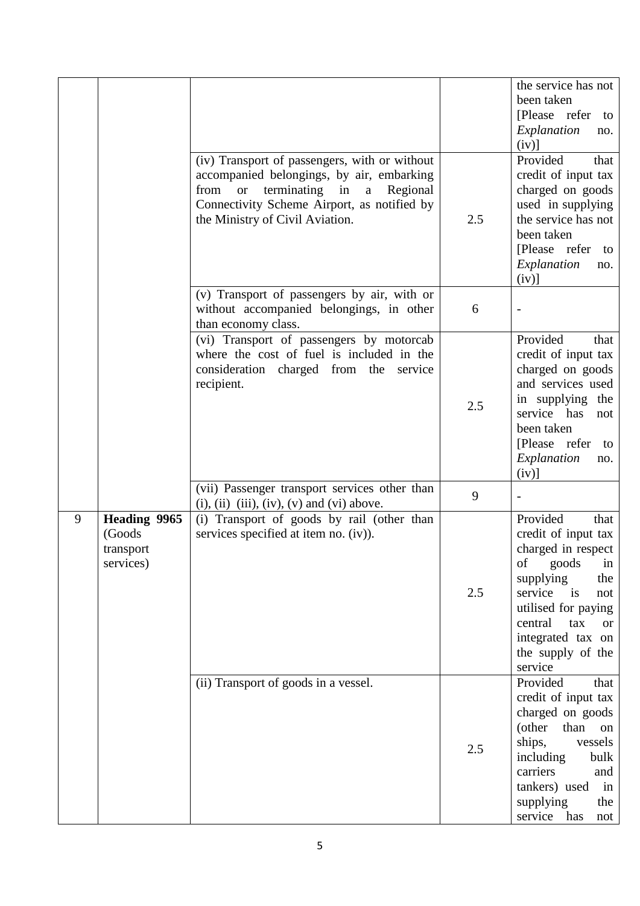| | | | | |
|---|---|---|---|---|
| | | | | the service has not been taken [Please refer to *Explanation* no. (iv)] |
| | | (iv) Transport of passengers, with or without accompanied belongings, by air, embarking from or terminating in a Regional Connectivity Scheme Airport, as notified by the Ministry of Civil Aviation. | 2.5 | Provided that credit of input tax charged on goods used in supplying the service has not been taken [Please refer to *Explanation* no. (iv)] |
| | | (v) Transport of passengers by air, with or without accompanied belongings, in other than economy class. | 6 | - |
| | | (vi) Transport of passengers by motorcab where the cost of fuel is included in the consideration charged from the service recipient. | 2.5 | Provided that credit of input tax charged on goods and services used in supplying the service has not been taken [Please refer to *Explanation* no. (iv)] |
| | | (vii) Passenger transport services other than (i), (ii) (iii), (iv), (v) and (vi) above. | 9 | - |
| 9 | **Heading 9965** (Goods transport services) | (i) Transport of goods by rail (other than services specified at item no. (iv)). | 2.5 | Provided that credit of input tax charged in respect of goods in supplying the service is not utilised for paying central tax or integrated tax on the supply of the service |
| | | (ii) Transport of goods in a vessel. | 2.5 | Provided that credit of input tax charged on goods (other than on ships, vessels including bulk carriers and tankers) used in supplying the service has not |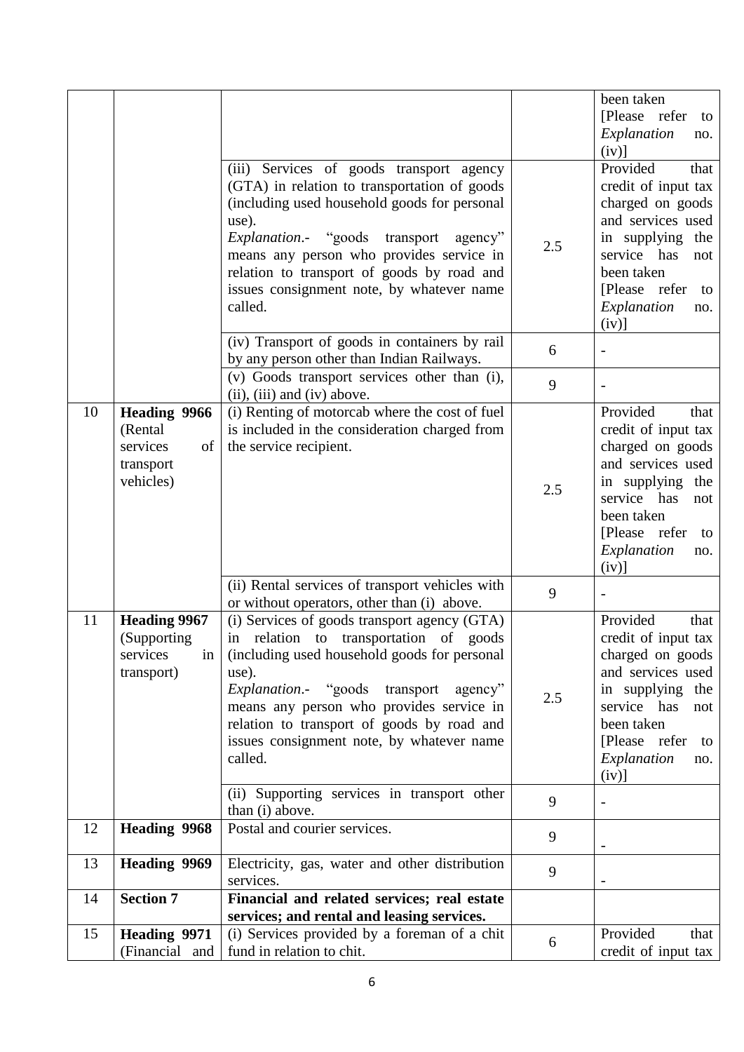| | | | | been taken [Please refer to *Explanation* no. (iv)] |
|---|---|---|---|---|
| | | (iii) Services of goods transport agency (GTA) in relation to transportation of goods (including used household goods for personal use). *Explanation*.- "goods transport agency" means any person who provides service in relation to transport of goods by road and issues consignment note, by whatever name called. | 2.5 | Provided that credit of input tax charged on goods and services used in supplying the service has not been taken [Please refer to *Explanation* no. (iv)] |
| | | (iv) Transport of goods in containers by rail by any person other than Indian Railways. | 6 | - |
| | | (v) Goods transport services other than (i), (ii), (iii) and (iv) above. | 9 | - |
| 10 | **Heading 9966** (Rental services of transport vehicles) | (i) Renting of motorcab where the cost of fuel is included in the consideration charged from the service recipient. | 2.5 | Provided that credit of input tax charged on goods and services used in supplying the service has not been taken [Please refer to *Explanation* no. (iv)] |
| | | (ii) Rental services of transport vehicles with or without operators, other than (i) above. | 9 | - |
| 11 | **Heading 9967** (Supporting services in transport) | (i) Services of goods transport agency (GTA) in relation to transportation of goods (including used household goods for personal use). *Explanation*.- "goods transport agency" means any person who provides service in relation to transport of goods by road and issues consignment note, by whatever name called. | 2.5 | Provided that credit of input tax charged on goods and services used in supplying the service has not been taken [Please refer to *Explanation* no. (iv)] |
| | | (ii) Supporting services in transport other than (i) above. | 9 | - |
| 12 | **Heading 9968** | Postal and courier services. | 9 | - |
| 13 | **Heading 9969** | Electricity, gas, water and other distribution services. | 9 | - |
| 14 | **Section 7** | **Financial and related services; real estate services; and rental and leasing services.** | | |
| 15 | **Heading 9971** (Financial and | (i) Services provided by a foreman of a chit fund in relation to chit. | 6 | Provided that credit of input tax |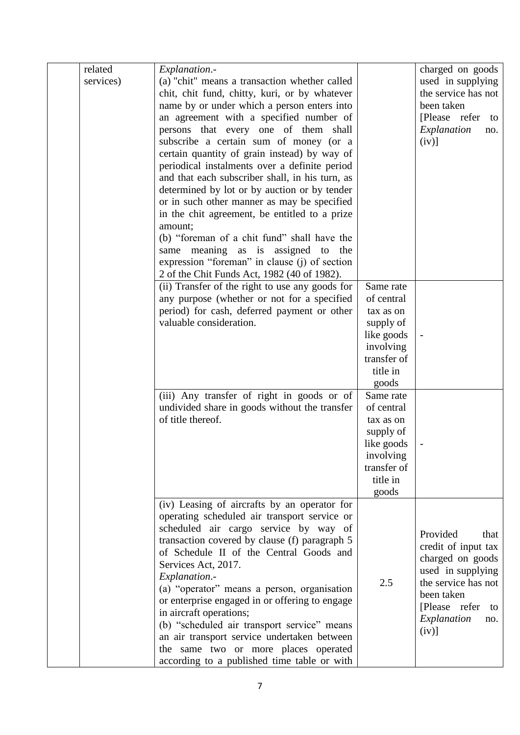| | | | | |
|---|---|---|---|---|
| | related services) | *Explanation*.- (a) "chit" means a transaction whether called chit, chit fund, chitty, kuri, or by whatever name by or under which a person enters into an agreement with a specified number of persons that every one of them shall subscribe a certain sum of money (or a certain quantity of grain instead) by way of periodical instalments over a definite period and that each subscriber shall, in his turn, as determined by lot or by auction or by tender or in such other manner as may be specified in the chit agreement, be entitled to a prize amount; (b) "foreman of a chit fund" shall have the same meaning as is assigned to the expression "foreman" in clause (j) of section 2 of the Chit Funds Act, 1982 (40 of 1982). | | charged on goods used in supplying the service has not been taken [Please refer to *Explanation* no. (iv)] |
| | | (ii) Transfer of the right to use any goods for any purpose (whether or not for a specified period) for cash, deferred payment or other valuable consideration. | Same rate of central tax as on supply of like goods involving transfer of title in goods | - |
| | | (iii) Any transfer of right in goods or of undivided share in goods without the transfer of title thereof. | Same rate of central tax as on supply of like goods involving transfer of title in goods | - |
| | | (iv) Leasing of aircrafts by an operator for operating scheduled air transport service or scheduled air cargo service by way of transaction covered by clause (f) paragraph 5 of Schedule II of the Central Goods and Services Act, 2017. *Explanation*.- (a) "operator" means a person, organisation or enterprise engaged in or offering to engage in aircraft operations; (b) "scheduled air transport service" means an air transport service undertaken between the same two or more places operated according to a published time table or with | 2.5 | Provided that credit of input tax charged on goods used in supplying the service has not been taken [Please refer to *Explanation* no. (iv)] |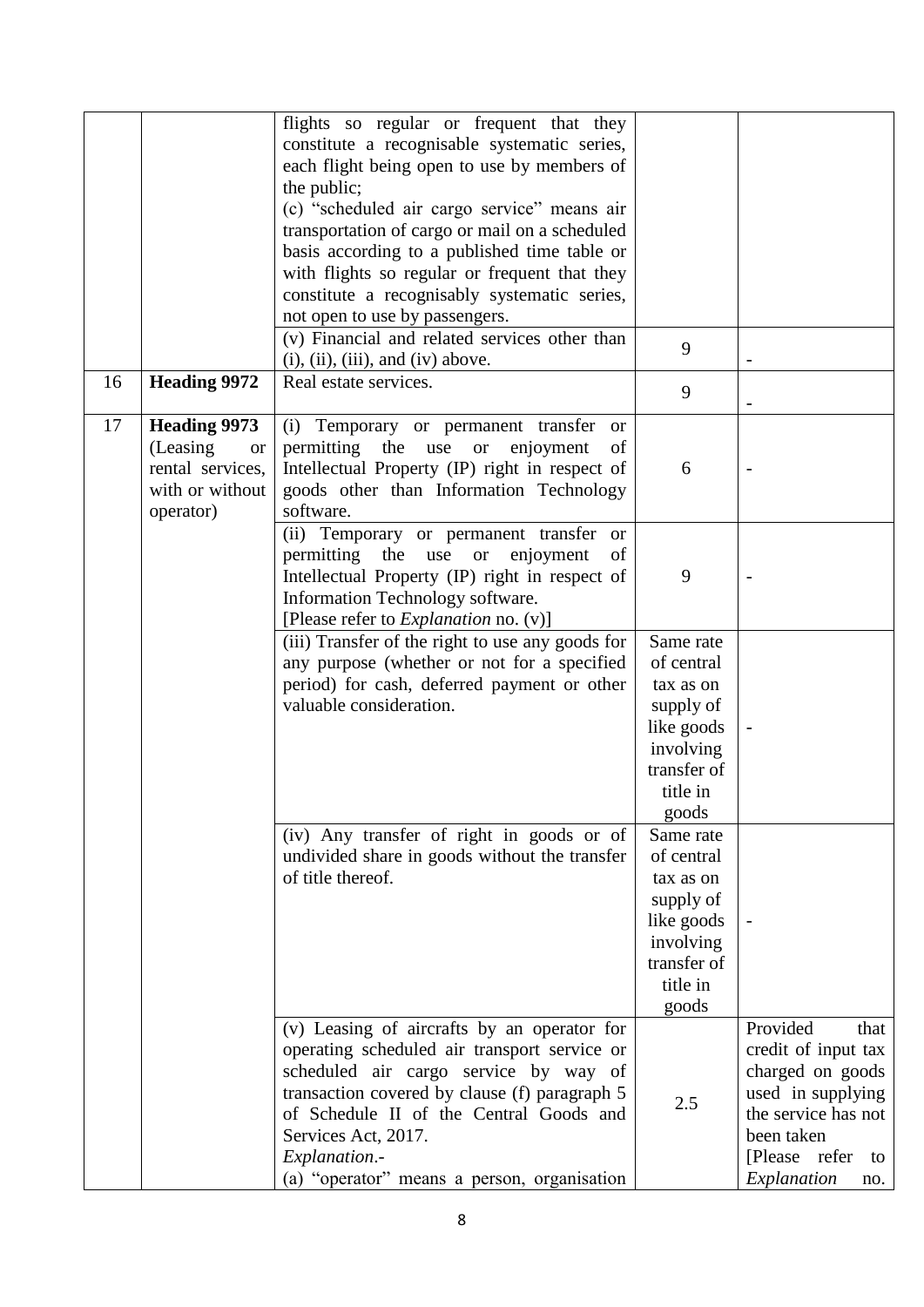|  |  |  |  |  |
|---|---|---|---|---|
|  |  | flights so regular or frequent that they constitute a recognisable systematic series, each flight being open to use by members of the public;<br>(c) "scheduled air cargo service" means air transportation of cargo or mail on a scheduled basis according to a published time table or with flights so regular or frequent that they constitute a recognisably systematic series, not open to use by passengers. |  |  |
|  |  | (v) Financial and related services other than (i), (ii), (iii), and (iv) above. | 9 | - |
| 16 | **Heading 9972** | Real estate services. | 9 | - |
| 17 | **Heading 9973** (Leasing or rental services, with or without operator) | (i) Temporary or permanent transfer or permitting the use or enjoyment of Intellectual Property (IP) right in respect of goods other than Information Technology software. | 6 | - |
|  |  | (ii) Temporary or permanent transfer or permitting the use or enjoyment of Intellectual Property (IP) right in respect of Information Technology software.<br>[Please refer to *Explanation* no. (v)] | 9 | - |
|  |  | (iii) Transfer of the right to use any goods for any purpose (whether or not for a specified period) for cash, deferred payment or other valuable consideration. | Same rate of central tax as on supply of like goods involving transfer of title in goods | - |
|  |  | (iv) Any transfer of right in goods or of undivided share in goods without the transfer of title thereof. | Same rate of central tax as on supply of like goods involving transfer of title in goods | - |
|  |  | (v) Leasing of aircrafts by an operator for operating scheduled air transport service or scheduled air cargo service by way of transaction covered by clause (f) paragraph 5 of Schedule II of the Central Goods and Services Act, 2017.<br>*Explanation*.-<br>(a) "operator" means a person, organisation | 2.5 | Provided that credit of input tax charged on goods used in supplying the service has not been taken<br>[Please refer to *Explanation* no. |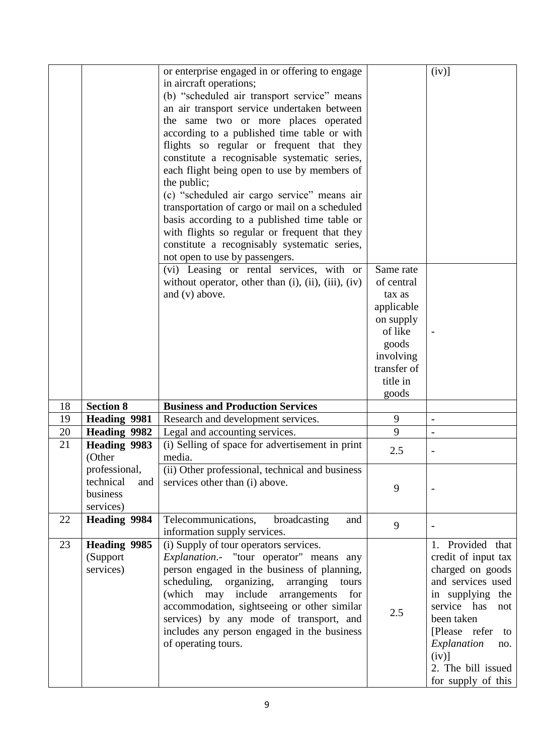| | | | | |
|---|---|---|---|---|
| | | or enterprise engaged in or offering to engage in aircraft operations;<br>(b) "scheduled air transport service" means an air transport service undertaken between the same two or more places operated according to a published time table or with flights so regular or frequent that they constitute a recognisable systematic series, each flight being open to use by members of the public;<br>(c) "scheduled air cargo service" means air transportation of cargo or mail on a scheduled basis according to a published time table or with flights so regular or frequent that they constitute a recognisably systematic series, not open to use by passengers. | | (iv)] |
| | | (vi) Leasing or rental services, with or without operator, other than (i), (ii), (iii), (iv) and (v) above. | Same rate of central tax as applicable on supply of like goods involving transfer of title in goods | - |
| 18 | **Section 8** | **Business and Production Services** | | |
| 19 | **Heading 9981** | Research and development services. | 9 | - |
| 20 | **Heading 9982** | Legal and accounting services. | 9 | - |
| 21 | **Heading 9983** (Other professional, technical and business services) | (i) Selling of space for advertisement in print media. | 2.5 | - |
| | | (ii) Other professional, technical and business services other than (i) above. | 9 | - |
| 22 | **Heading 9984** | Telecommunications, broadcasting and information supply services. | 9 | - |
| 23 | **Heading 9985** (Support services) | (i) Supply of tour operators services.<br>*Explanation*.- "tour operator" means any person engaged in the business of planning, scheduling, organizing, arranging tours (which may include arrangements for accommodation, sightseeing or other similar services) by any mode of transport, and includes any person engaged in the business of operating tours. | 2.5 | 1. Provided that credit of input tax charged on goods and services used in supplying the service has not been taken [Please refer to *Explanation* no. (iv)]<br>2. The bill issued for supply of this |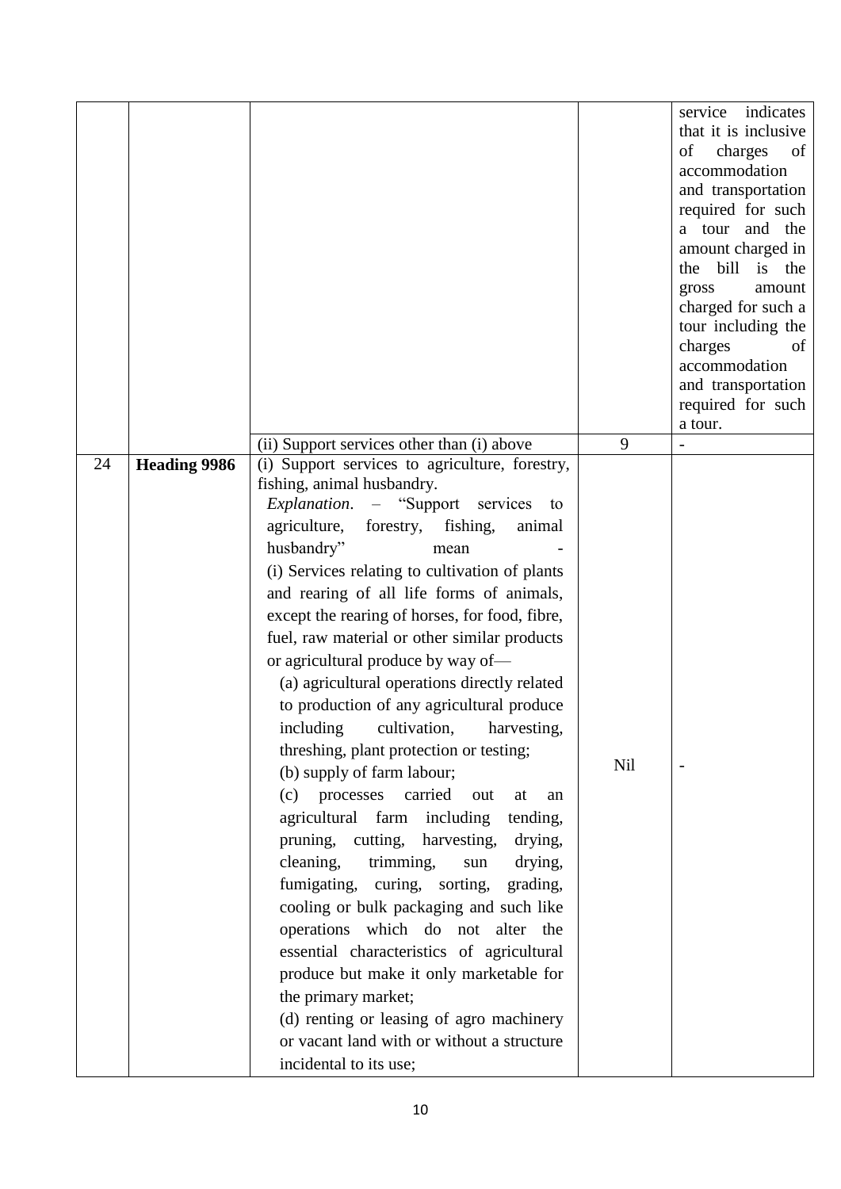|  |  |  |  |  |
|---|---|---|---|---|
|  |  |  |  | service indicates that it is inclusive of charges of accommodation and transportation required for such a tour and the amount charged in the bill is the gross amount charged for such a tour including the charges of accommodation and transportation required for such a tour. |
|  |  | (ii) Support services other than (i) above | 9 | - |
| 24 | **Heading 9986** | (i) Support services to agriculture, forestry, fishing, animal husbandry.<br>*Explanation*. – "Support services to agriculture, forestry, fishing, animal husbandry" mean -<br>(i) Services relating to cultivation of plants and rearing of all life forms of animals, except the rearing of horses, for food, fibre, fuel, raw material or other similar products or agricultural produce by way of—<br>(a) agricultural operations directly related to production of any agricultural produce including cultivation, harvesting, threshing, plant protection or testing;<br>(b) supply of farm labour;<br>(c) processes carried out at an agricultural farm including tending, pruning, cutting, harvesting, drying, cleaning, trimming, sun drying, fumigating, curing, sorting, grading, cooling or bulk packaging and such like operations which do not alter the essential characteristics of agricultural produce but make it only marketable for the primary market;<br>(d) renting or leasing of agro machinery or vacant land with or without a structure incidental to its use; | Nil | - |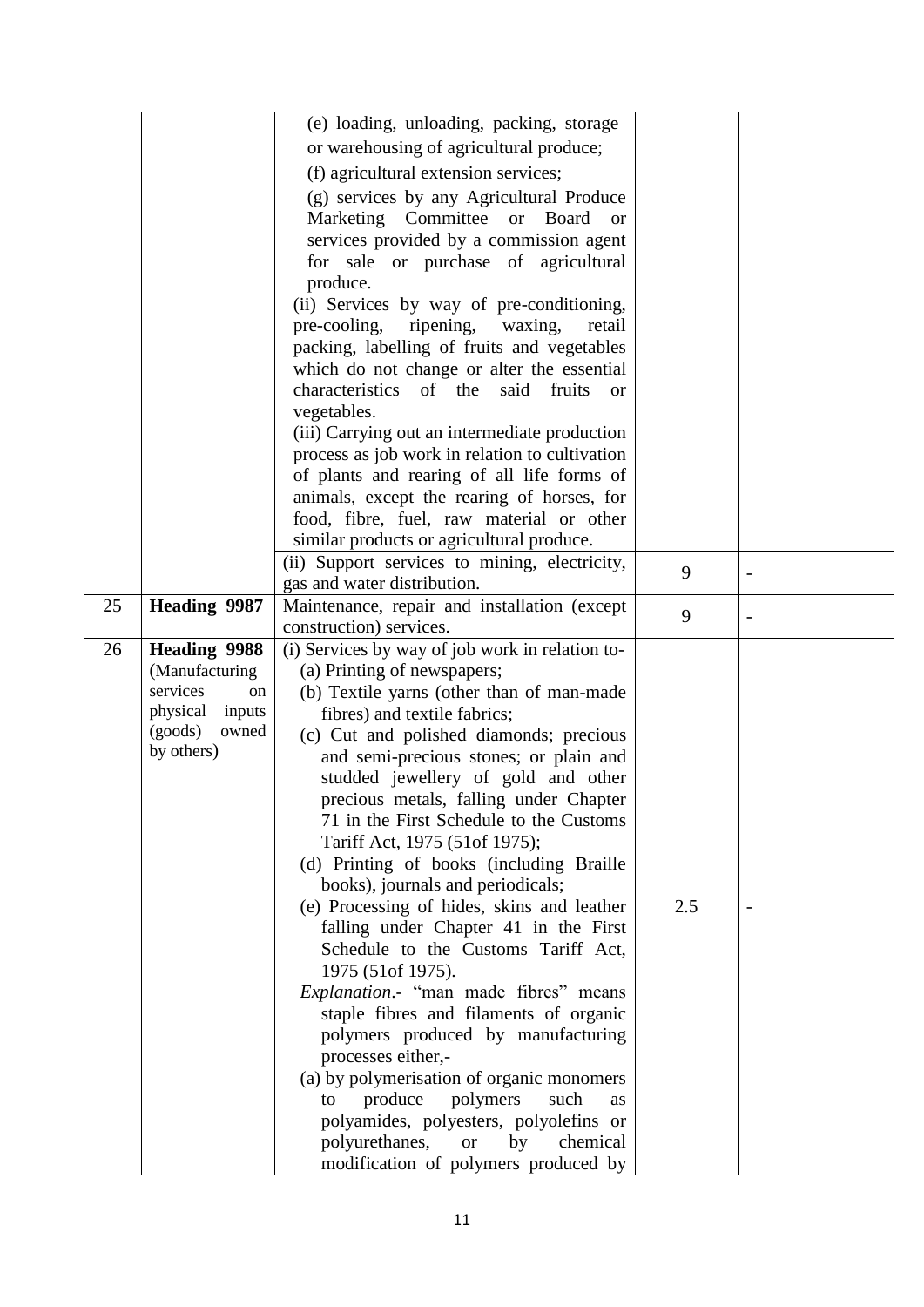| | | | | |
|---|---|---|---|---|
| | | (e) loading, unloading, packing, storage or warehousing of agricultural produce;<br>(f) agricultural extension services;<br>(g) services by any Agricultural Produce Marketing Committee or Board or services provided by a commission agent for sale or purchase of agricultural produce.<br>(ii) Services by way of pre-conditioning, pre-cooling, ripening, waxing, retail packing, labelling of fruits and vegetables which do not change or alter the essential characteristics of the said fruits or vegetables.<br>(iii) Carrying out an intermediate production process as job work in relation to cultivation of plants and rearing of all life forms of animals, except the rearing of horses, for food, fibre, fuel, raw material or other similar products or agricultural produce. | | |
| | | (ii) Support services to mining, electricity, gas and water distribution. | 9 | - |
| 25 | **Heading 9987** | Maintenance, repair and installation (except construction) services. | 9 | - |
| 26 | **Heading 9988** (Manufacturing services on physical inputs (goods) owned by others) | (i) Services by way of job work in relation to-<br>(a) Printing of newspapers;<br>(b) Textile yarns (other than of man-made fibres) and textile fabrics;<br>(c) Cut and polished diamonds; precious and semi-precious stones; or plain and studded jewellery of gold and other precious metals, falling under Chapter 71 in the First Schedule to the Customs Tariff Act, 1975 (51of 1975);<br>(d) Printing of books (including Braille books), journals and periodicals;<br>(e) Processing of hides, skins and leather falling under Chapter 41 in the First Schedule to the Customs Tariff Act, 1975 (51of 1975).<br>*Explanation*.- "man made fibres" means staple fibres and filaments of organic polymers produced by manufacturing processes either,-<br>(a) by polymerisation of organic monomers to produce polymers such as polyamides, polyesters, polyolefins or polyurethanes, or by chemical modification of polymers produced by | 2.5 | - |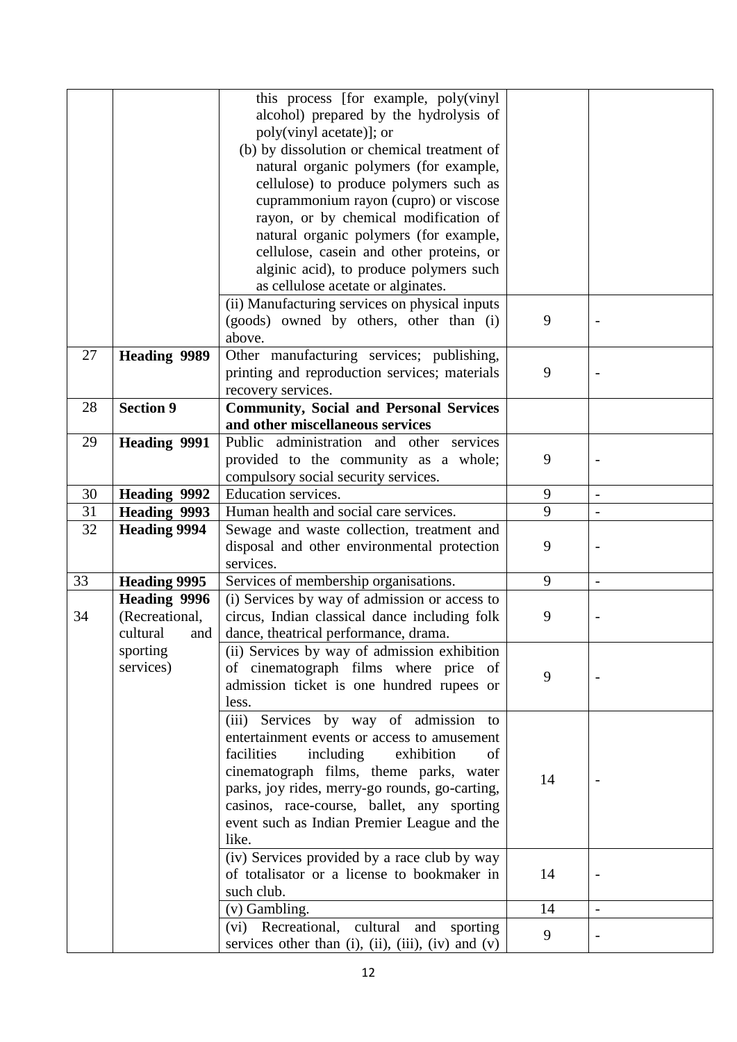| | | | | |
|---|---|---|---|---|
| | | this process [for example, poly(vinyl alcohol) prepared by the hydrolysis of poly(vinyl acetate)]; or<br>(b) by dissolution or chemical treatment of natural organic polymers (for example, cellulose) to produce polymers such as cuprammonium rayon (cupro) or viscose rayon, or by chemical modification of natural organic polymers (for example, cellulose, casein and other proteins, or alginic acid), to produce polymers such as cellulose acetate or alginates. | | |
| | | (ii) Manufacturing services on physical inputs (goods) owned by others, other than (i) above. | 9 | - |
| 27 | **Heading 9989** | Other manufacturing services; publishing, printing and reproduction services; materials recovery services. | 9 | - |
| 28 | **Section 9** | **Community, Social and Personal Services and other miscellaneous services** | | |
| 29 | **Heading 9991** | Public administration and other services provided to the community as a whole; compulsory social security services. | 9 | - |
| 30 | **Heading 9992** | Education services. | 9 | - |
| 31 | **Heading 9993** | Human health and social care services. | 9 | - |
| 32 | **Heading 9994** | Sewage and waste collection, treatment and disposal and other environmental protection services. | 9 | - |
| 33 | **Heading 9995** | Services of membership organisations. | 9 | - |
| 34 | **Heading 9996** (Recreational, cultural and sporting services) | (i) Services by way of admission or access to circus, Indian classical dance including folk dance, theatrical performance, drama. | 9 | - |
| | | (ii) Services by way of admission exhibition of cinematograph films where price of admission ticket is one hundred rupees or less. | 9 | - |
| | | (iii) Services by way of admission to entertainment events or access to amusement facilities including exhibition of cinematograph films, theme parks, water parks, joy rides, merry-go rounds, go-carting, casinos, race-course, ballet, any sporting event such as Indian Premier League and the like. | 14 | - |
| | | (iv) Services provided by a race club by way of totalisator or a license to bookmaker in such club. | 14 | - |
| | | (v) Gambling. | 14 | - |
| | | (vi) Recreational, cultural and sporting services other than (i), (ii), (iii), (iv) and (v) | 9 | - |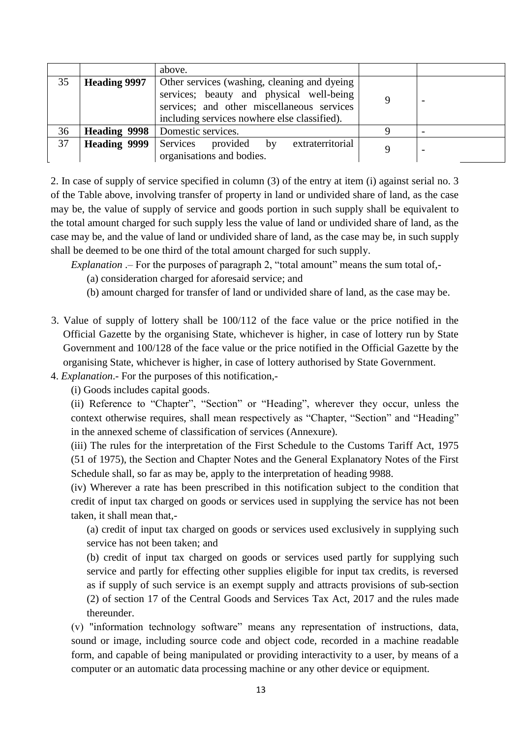| | | | | |
|---|---|---|---|---|
| | | above. | | |
| 35 | **Heading 9997** | Other services (washing, cleaning and dyeing services; beauty and physical well-being services; and other miscellaneous services including services nowhere else classified). | 9 | - |
| 36 | **Heading 9998** | Domestic services. | 9 | - |
| 37 | **Heading 9999** | Services provided by extraterritorial organisations and bodies. | 9 | - |

2. In case of supply of service specified in column (3) of the entry at item (i) against serial no. 3 of the Table above, involving transfer of property in land or undivided share of land, as the case may be, the value of supply of service and goods portion in such supply shall be equivalent to the total amount charged for such supply less the value of land or undivided share of land, as the case may be, and the value of land or undivided share of land, as the case may be, in such supply shall be deemed to be one third of the total amount charged for such supply.

*Explanation* .– For the purposes of paragraph 2, "total amount" means the sum total of,-

(a) consideration charged for aforesaid service; and

(b) amount charged for transfer of land or undivided share of land, as the case may be.

3. Value of supply of lottery shall be 100/112 of the face value or the price notified in the Official Gazette by the organising State, whichever is higher, in case of lottery run by State Government and 100/128 of the face value or the price notified in the Official Gazette by the organising State, whichever is higher, in case of lottery authorised by State Government.

4. *Explanation*.- For the purposes of this notification,-

(i) Goods includes capital goods.

(ii) Reference to "Chapter", "Section" or "Heading", wherever they occur, unless the context otherwise requires, shall mean respectively as "Chapter, "Section" and "Heading" in the annexed scheme of classification of services (Annexure).

(iii) The rules for the interpretation of the First Schedule to the Customs Tariff Act, 1975 (51 of 1975), the Section and Chapter Notes and the General Explanatory Notes of the First Schedule shall, so far as may be, apply to the interpretation of heading 9988.

(iv) Wherever a rate has been prescribed in this notification subject to the condition that credit of input tax charged on goods or services used in supplying the service has not been taken, it shall mean that,-

(a) credit of input tax charged on goods or services used exclusively in supplying such service has not been taken; and

(b) credit of input tax charged on goods or services used partly for supplying such service and partly for effecting other supplies eligible for input tax credits, is reversed as if supply of such service is an exempt supply and attracts provisions of sub-section (2) of section 17 of the Central Goods and Services Tax Act, 2017 and the rules made thereunder.

(v) "information technology software" means any representation of instructions, data, sound or image, including source code and object code, recorded in a machine readable form, and capable of being manipulated or providing interactivity to a user, by means of a computer or an automatic data processing machine or any other device or equipment.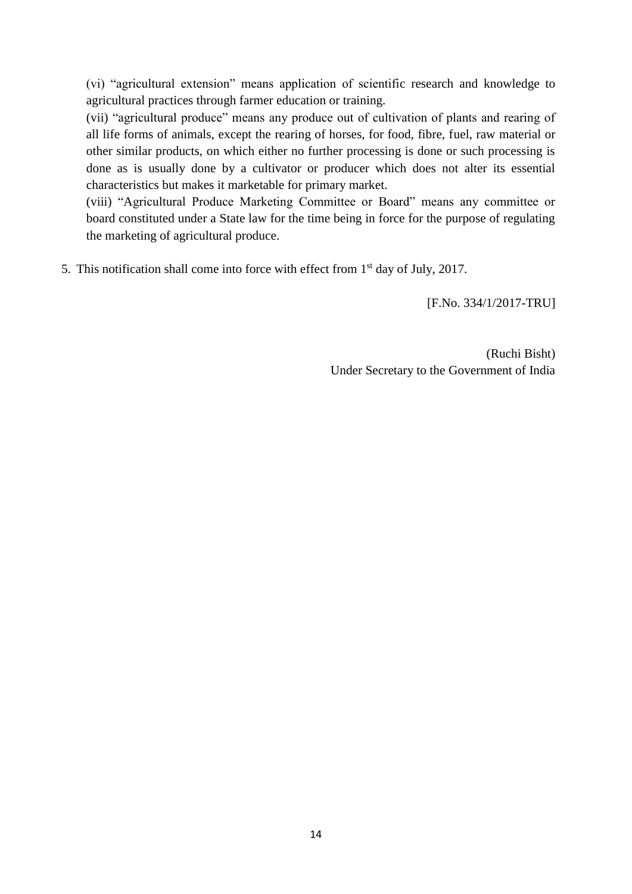(vi) "agricultural extension" means application of scientific research and knowledge to agricultural practices through farmer education or training.

(vii) "agricultural produce" means any produce out of cultivation of plants and rearing of all life forms of animals, except the rearing of horses, for food, fibre, fuel, raw material or other similar products, on which either no further processing is done or such processing is done as is usually done by a cultivator or producer which does not alter its essential characteristics but makes it marketable for primary market.

(viii) "Agricultural Produce Marketing Committee or Board" means any committee or board constituted under a State law for the time being in force for the purpose of regulating the marketing of agricultural produce.

5. This notification shall come into force with effect from 1st day of July, 2017.

[F.No. 334/1/2017-TRU]

(Ruchi Bisht)
Under Secretary to the Government of India